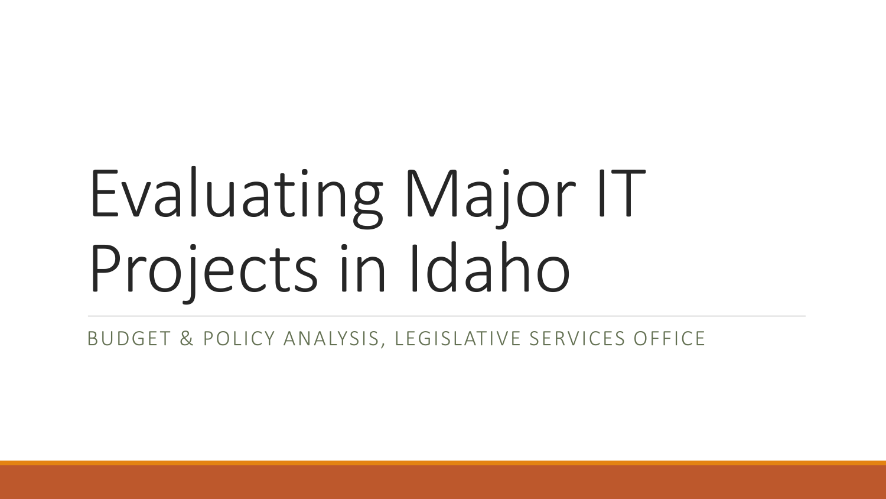# Evaluating Major IT Projects in Idaho

BUDGET & POLICY ANALYSIS, LEGISLATIVE SERVICES OFFICE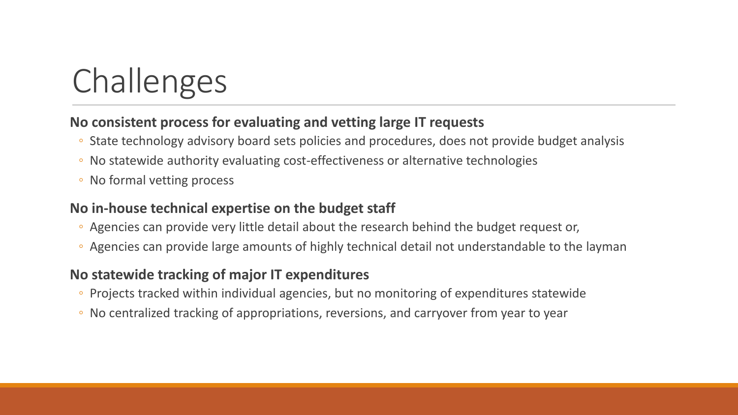# Challenges

**No consistent process for evaluating and vetting large IT requests**

- State technology advisory board sets policies and procedures, does not provide budget analysis
- No statewide authority evaluating cost-effectiveness or alternative technologies
- No formal vetting process

**No in-house technical expertise on the budget staff**

- Agencies can provide very little detail about the research behind the budget request or,
- Agencies can provide large amounts of highly technical detail not understandable to the layman

**No statewide tracking of major IT expenditures**

- Projects tracked within individual agencies, but no monitoring of expenditures statewide
- No centralized tracking of appropriations, reversions, and carryover from year to year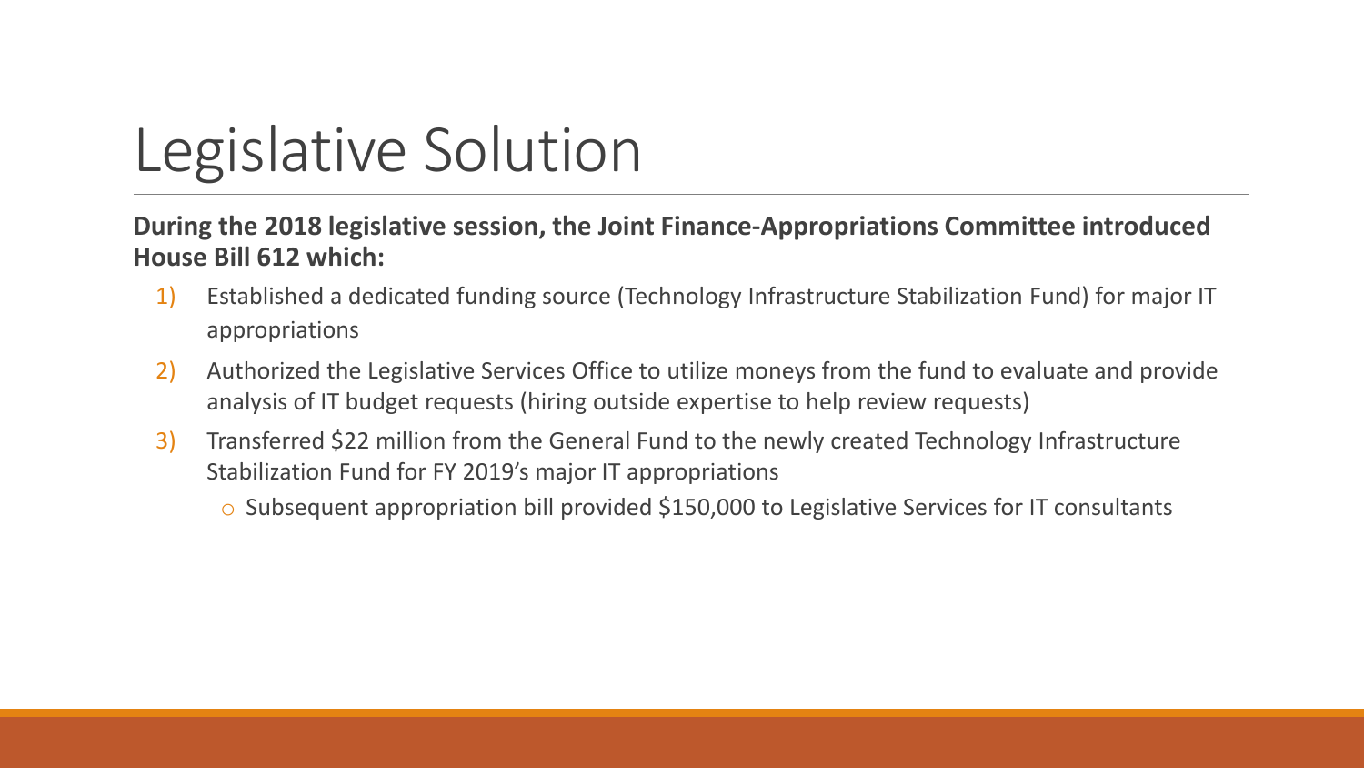# Legislative Solution

**During the 2018 legislative session, the Joint Finance-Appropriations Committee introduced House Bill 612 which:**

1) Established a dedicated funding source (Technology Infrastructure Stabilization Fund) for major IT appropriations
2) Authorized the Legislative Services Office to utilize moneys from the fund to evaluate and provide analysis of IT budget requests (hiring outside expertise to help review requests)
3) Transferred $22 million from the General Fund to the newly created Technology Infrastructure Stabilization Fund for FY 2019's major IT appropriations
   - Subsequent appropriation bill provided $150,000 to Legislative Services for IT consultants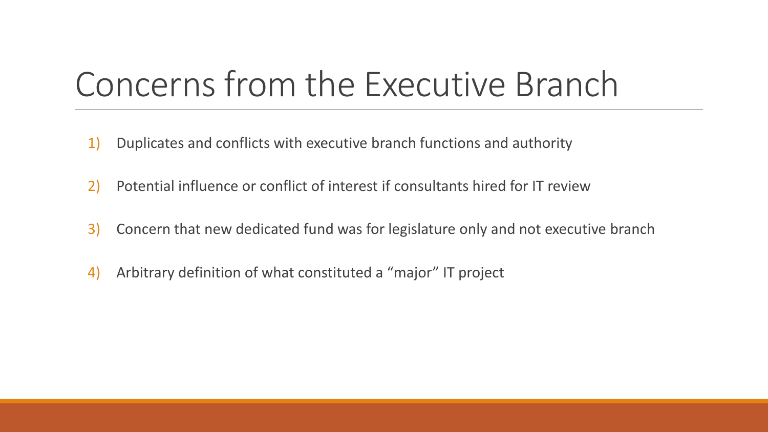# Concerns from the Executive Branch

1) Duplicates and conflicts with executive branch functions and authority
2) Potential influence or conflict of interest if consultants hired for IT review
3) Concern that new dedicated fund was for legislature only and not executive branch
4) Arbitrary definition of what constituted a “major” IT project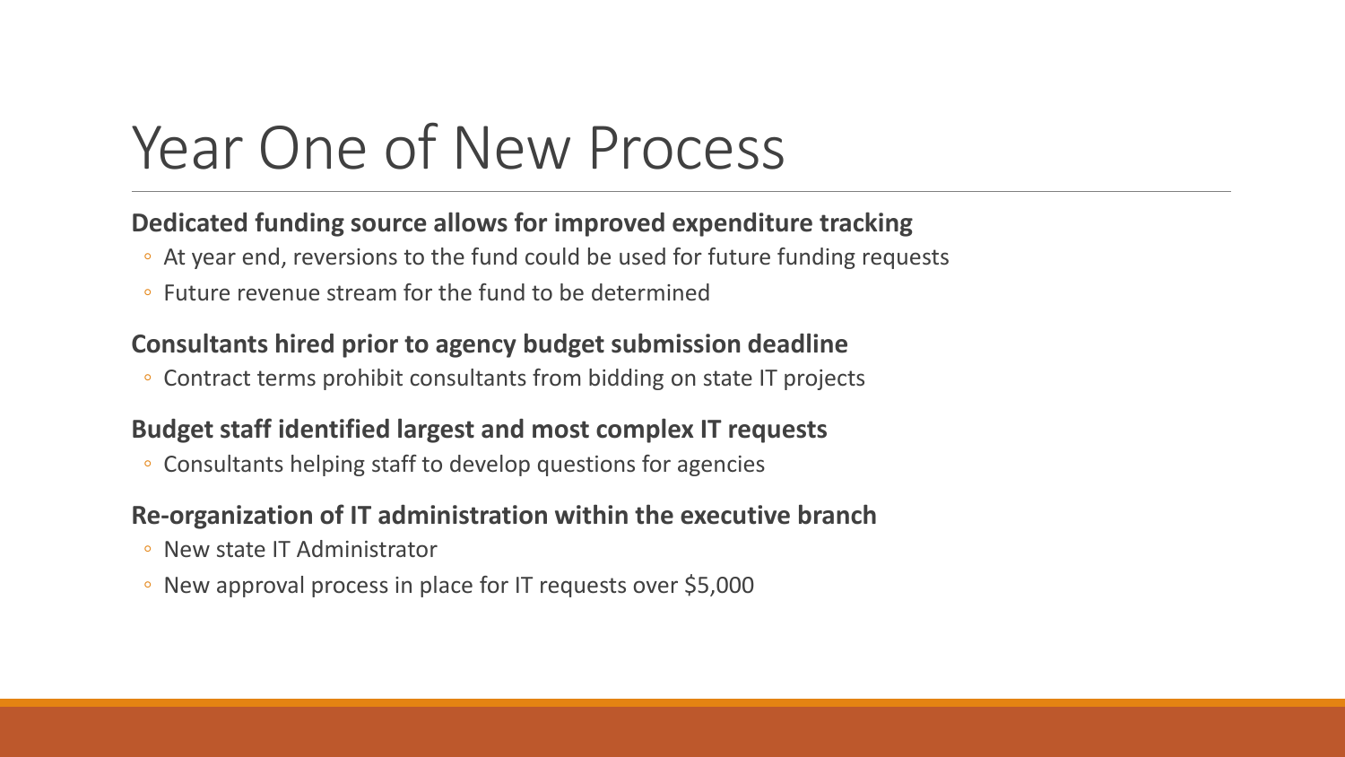# Year One of New Process

**Dedicated funding source allows for improved expenditure tracking**

- At year end, reversions to the fund could be used for future funding requests
- Future revenue stream for the fund to be determined

**Consultants hired prior to agency budget submission deadline**

- Contract terms prohibit consultants from bidding on state IT projects

**Budget staff identified largest and most complex IT requests**

- Consultants helping staff to develop questions for agencies

**Re-organization of IT administration within the executive branch**

- New state IT Administrator
- New approval process in place for IT requests over $5,000